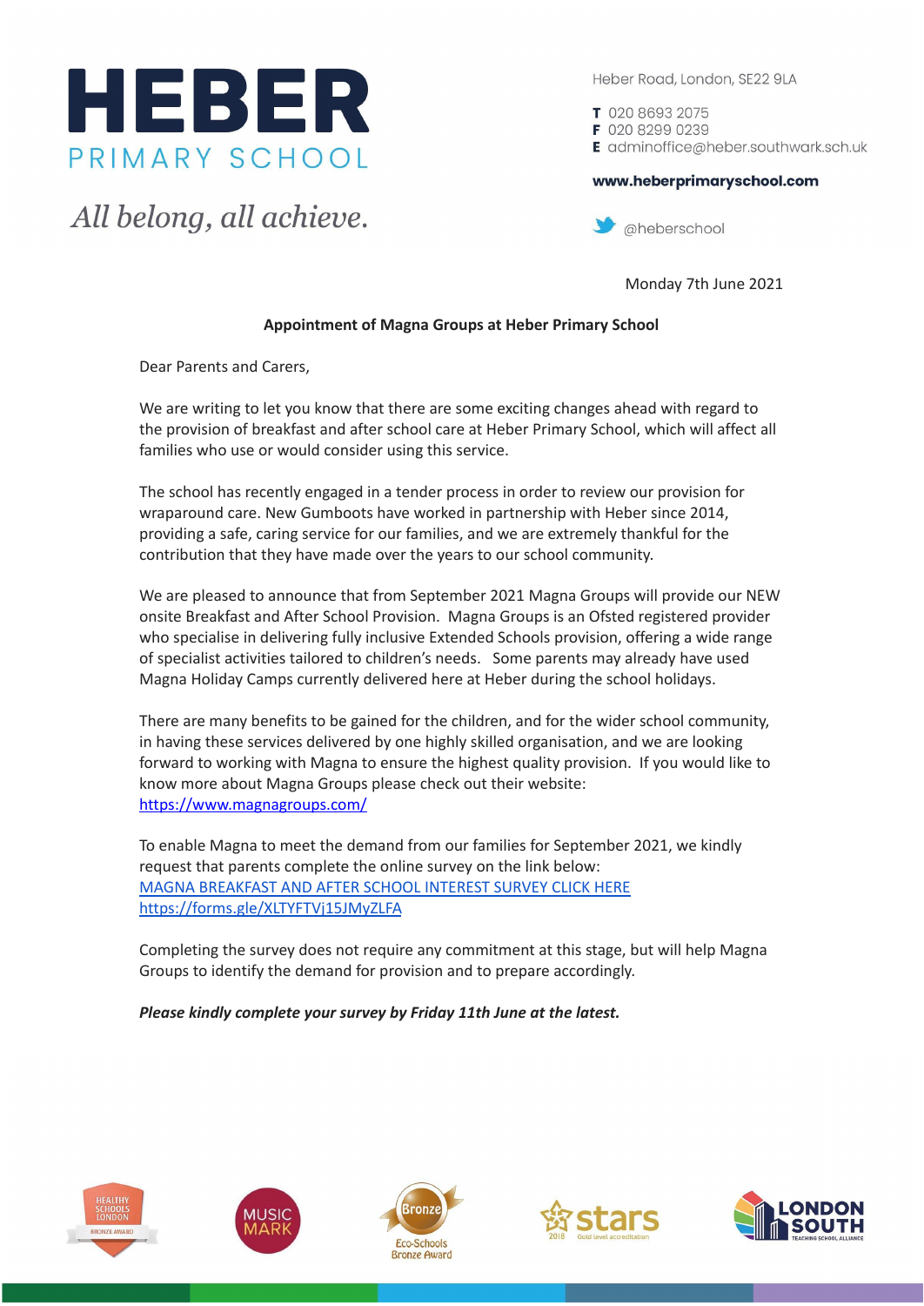# HEBER
PRIMARY SCHOOL

*All belong, all achieve.*

Heber Road, London, SE22 9LA

**T** 020 8693 2075
**F** 020 8299 0239
**E** adminoffice@heber.southwark.sch.uk

**www.heberprimaryschool.com**

@heberschool

Monday 7th June 2021

**Appointment of Magna Groups at Heber Primary School**

Dear Parents and Carers,

We are writing to let you know that there are some exciting changes ahead with regard to the provision of breakfast and after school care at Heber Primary School, which will affect all families who use or would consider using this service.

The school has recently engaged in a tender process in order to review our provision for wraparound care. New Gumboots have worked in partnership with Heber since 2014, providing a safe, caring service for our families, and we are extremely thankful for the contribution that they have made over the years to our school community.

We are pleased to announce that from September 2021 Magna Groups will provide our NEW onsite Breakfast and After School Provision. Magna Groups is an Ofsted registered provider who specialise in delivering fully inclusive Extended Schools provision, offering a wide range of specialist activities tailored to children's needs. Some parents may already have used Magna Holiday Camps currently delivered here at Heber during the school holidays.

There are many benefits to be gained for the children, and for the wider school community, in having these services delivered by one highly skilled organisation, and we are looking forward to working with Magna to ensure the highest quality provision. If you would like to know more about Magna Groups please check out their website: https://www.magnagroups.com/

To enable Magna to meet the demand from our families for September 2021, we kindly request that parents complete the online survey on the link below:
MAGNA BREAKFAST AND AFTER SCHOOL INTEREST SURVEY CLICK HERE
https://forms.gle/XLTYFTVj15JMyZLFA

Completing the survey does not require any commitment at this stage, but will help Magna Groups to identify the demand for provision and to prepare accordingly.

***Please kindly complete your survey by Friday 11th June at the latest.***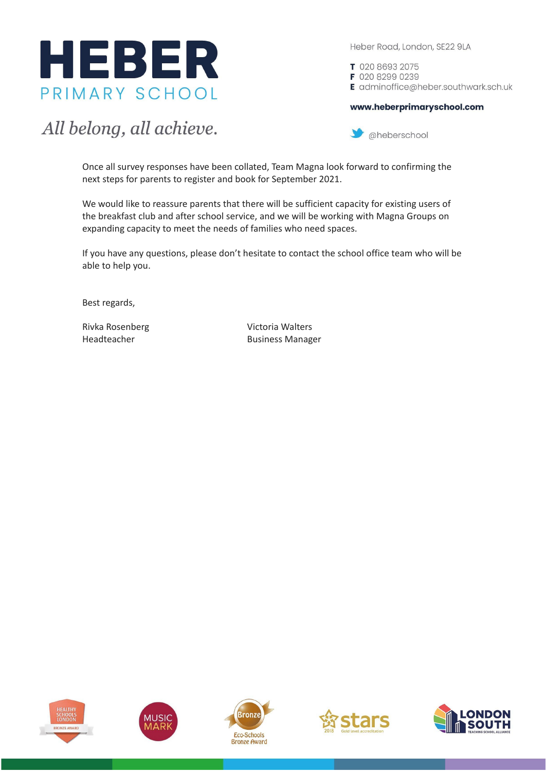Once all survey responses have been collated, Team Magna look forward to confirming the next steps for parents to register and book for September 2021.

We would like to reassure parents that there will be sufficient capacity for existing users of the breakfast club and after school service, and we will be working with Magna Groups on expanding capacity to meet the needs of families who need spaces.

If you have any questions, please don't hesitate to contact the school office team who will be able to help you.

Best regards,

Rivka Rosenberg
Headteacher

Victoria Walters
Business Manager